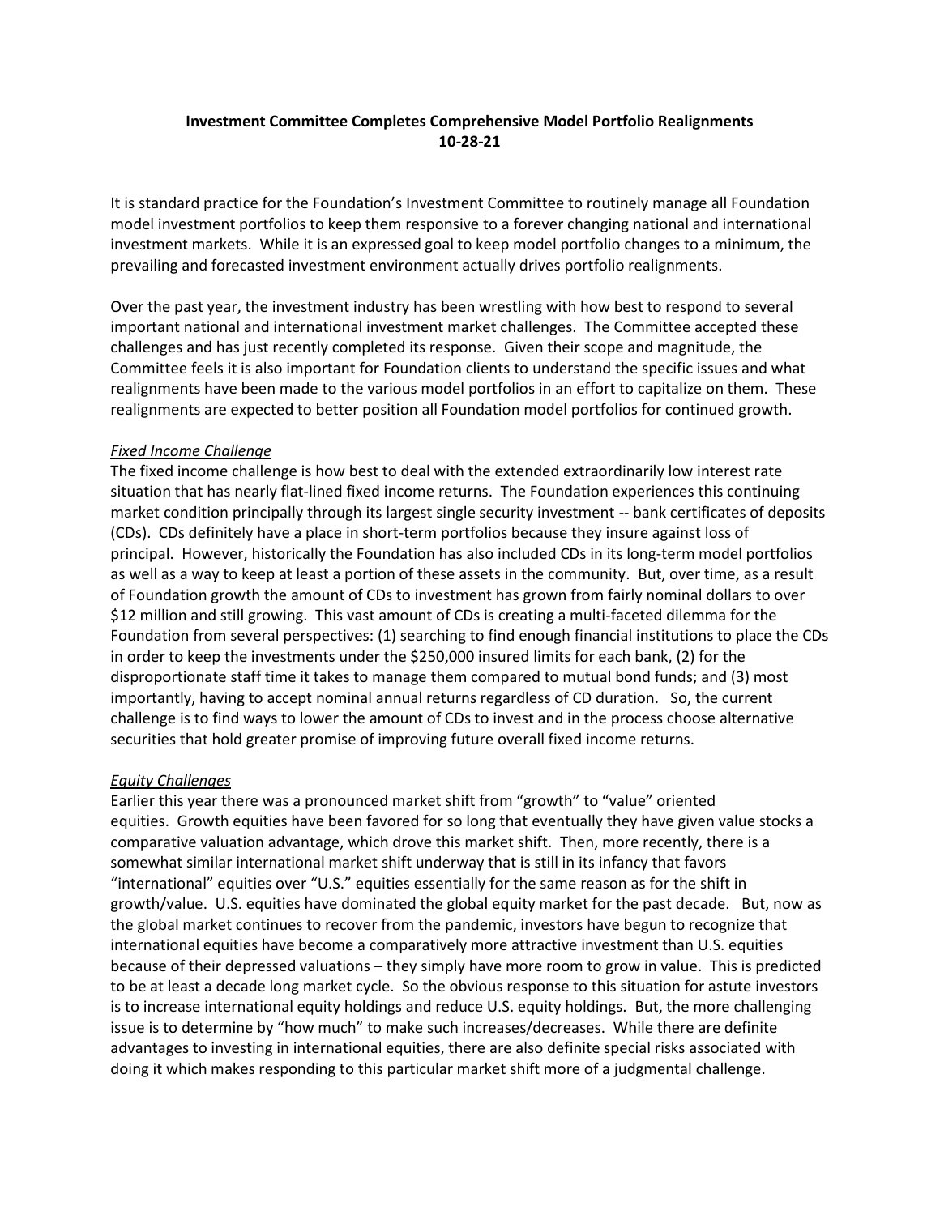**Investment Committee Completes Comprehensive Model Portfolio Realignments**
**10-28-21**

It is standard practice for the Foundation's Investment Committee to routinely manage all Foundation model investment portfolios to keep them responsive to a forever changing national and international investment markets. While it is an expressed goal to keep model portfolio changes to a minimum, the prevailing and forecasted investment environment actually drives portfolio realignments.

Over the past year, the investment industry has been wrestling with how best to respond to several important national and international investment market challenges. The Committee accepted these challenges and has just recently completed its response. Given their scope and magnitude, the Committee feels it is also important for Foundation clients to understand the specific issues and what realignments have been made to the various model portfolios in an effort to capitalize on them. These realignments are expected to better position all Foundation model portfolios for continued growth.

*Fixed Income Challenge*

The fixed income challenge is how best to deal with the extended extraordinarily low interest rate situation that has nearly flat-lined fixed income returns. The Foundation experiences this continuing market condition principally through its largest single security investment -- bank certificates of deposits (CDs). CDs definitely have a place in short-term portfolios because they insure against loss of principal. However, historically the Foundation has also included CDs in its long-term model portfolios as well as a way to keep at least a portion of these assets in the community. But, over time, as a result of Foundation growth the amount of CDs to investment has grown from fairly nominal dollars to over $12 million and still growing. This vast amount of CDs is creating a multi-faceted dilemma for the Foundation from several perspectives: (1) searching to find enough financial institutions to place the CDs in order to keep the investments under the $250,000 insured limits for each bank, (2) for the disproportionate staff time it takes to manage them compared to mutual bond funds; and (3) most importantly, having to accept nominal annual returns regardless of CD duration. So, the current challenge is to find ways to lower the amount of CDs to invest and in the process choose alternative securities that hold greater promise of improving future overall fixed income returns.

*Equity Challenges*

Earlier this year there was a pronounced market shift from "growth" to "value" oriented equities. Growth equities have been favored for so long that eventually they have given value stocks a comparative valuation advantage, which drove this market shift. Then, more recently, there is a somewhat similar international market shift underway that is still in its infancy that favors "international" equities over "U.S." equities essentially for the same reason as for the shift in growth/value. U.S. equities have dominated the global equity market for the past decade. But, now as the global market continues to recover from the pandemic, investors have begun to recognize that international equities have become a comparatively more attractive investment than U.S. equities because of their depressed valuations – they simply have more room to grow in value. This is predicted to be at least a decade long market cycle. So the obvious response to this situation for astute investors is to increase international equity holdings and reduce U.S. equity holdings. But, the more challenging issue is to determine by "how much" to make such increases/decreases. While there are definite advantages to investing in international equities, there are also definite special risks associated with doing it which makes responding to this particular market shift more of a judgmental challenge.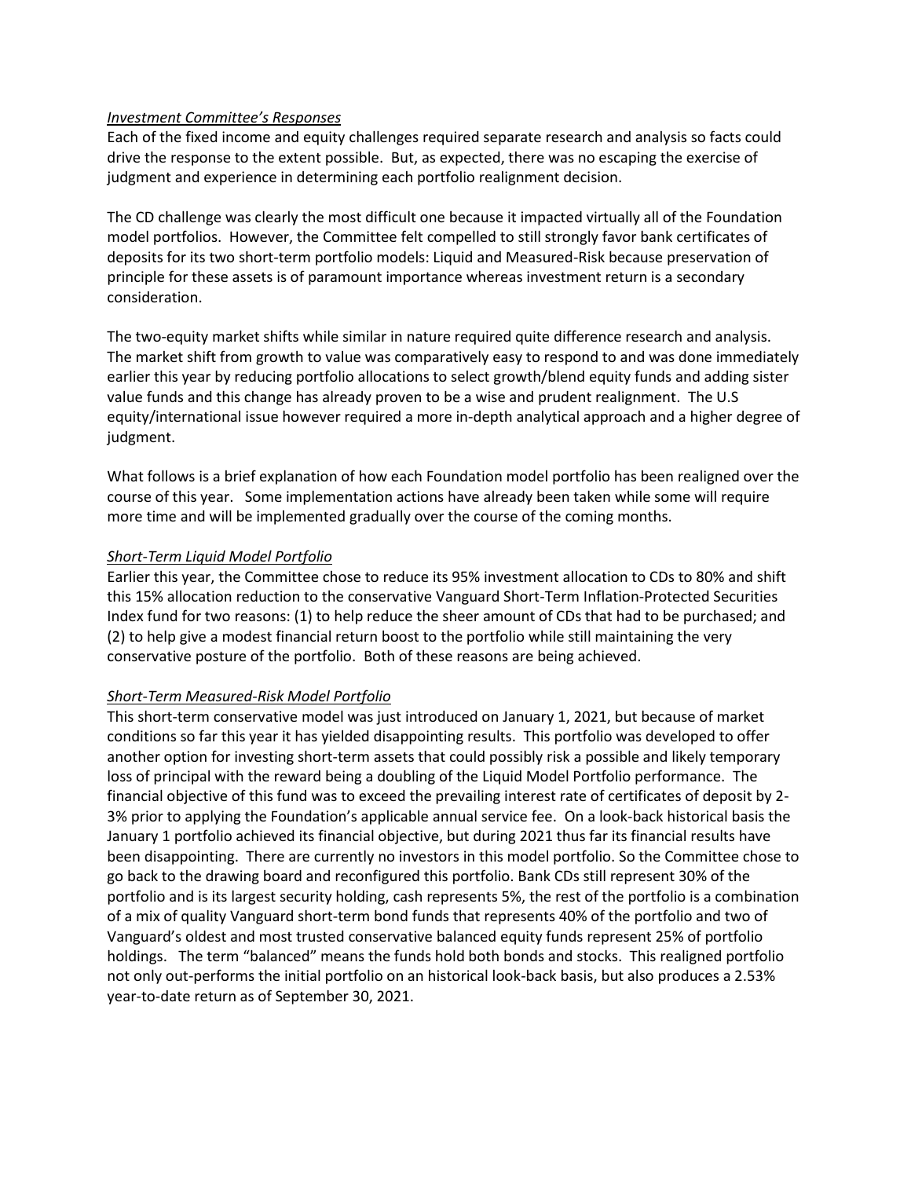*Investment Committee's Responses*

Each of the fixed income and equity challenges required separate research and analysis so facts could drive the response to the extent possible. But, as expected, there was no escaping the exercise of judgment and experience in determining each portfolio realignment decision.

The CD challenge was clearly the most difficult one because it impacted virtually all of the Foundation model portfolios. However, the Committee felt compelled to still strongly favor bank certificates of deposits for its two short-term portfolio models: Liquid and Measured-Risk because preservation of principle for these assets is of paramount importance whereas investment return is a secondary consideration.

The two-equity market shifts while similar in nature required quite difference research and analysis. The market shift from growth to value was comparatively easy to respond to and was done immediately earlier this year by reducing portfolio allocations to select growth/blend equity funds and adding sister value funds and this change has already proven to be a wise and prudent realignment. The U.S equity/international issue however required a more in-depth analytical approach and a higher degree of judgment.

What follows is a brief explanation of how each Foundation model portfolio has been realigned over the course of this year. Some implementation actions have already been taken while some will require more time and will be implemented gradually over the course of the coming months.

*Short-Term Liquid Model Portfolio*

Earlier this year, the Committee chose to reduce its 95% investment allocation to CDs to 80% and shift this 15% allocation reduction to the conservative Vanguard Short-Term Inflation-Protected Securities Index fund for two reasons: (1) to help reduce the sheer amount of CDs that had to be purchased; and (2) to help give a modest financial return boost to the portfolio while still maintaining the very conservative posture of the portfolio. Both of these reasons are being achieved.

*Short-Term Measured-Risk Model Portfolio*

This short-term conservative model was just introduced on January 1, 2021, but because of market conditions so far this year it has yielded disappointing results. This portfolio was developed to offer another option for investing short-term assets that could possibly risk a possible and likely temporary loss of principal with the reward being a doubling of the Liquid Model Portfolio performance. The financial objective of this fund was to exceed the prevailing interest rate of certificates of deposit by 2-3% prior to applying the Foundation's applicable annual service fee. On a look-back historical basis the January 1 portfolio achieved its financial objective, but during 2021 thus far its financial results have been disappointing. There are currently no investors in this model portfolio. So the Committee chose to go back to the drawing board and reconfigured this portfolio. Bank CDs still represent 30% of the portfolio and is its largest security holding, cash represents 5%, the rest of the portfolio is a combination of a mix of quality Vanguard short-term bond funds that represents 40% of the portfolio and two of Vanguard's oldest and most trusted conservative balanced equity funds represent 25% of portfolio holdings. The term "balanced" means the funds hold both bonds and stocks. This realigned portfolio not only out-performs the initial portfolio on an historical look-back basis, but also produces a 2.53% year-to-date return as of September 30, 2021.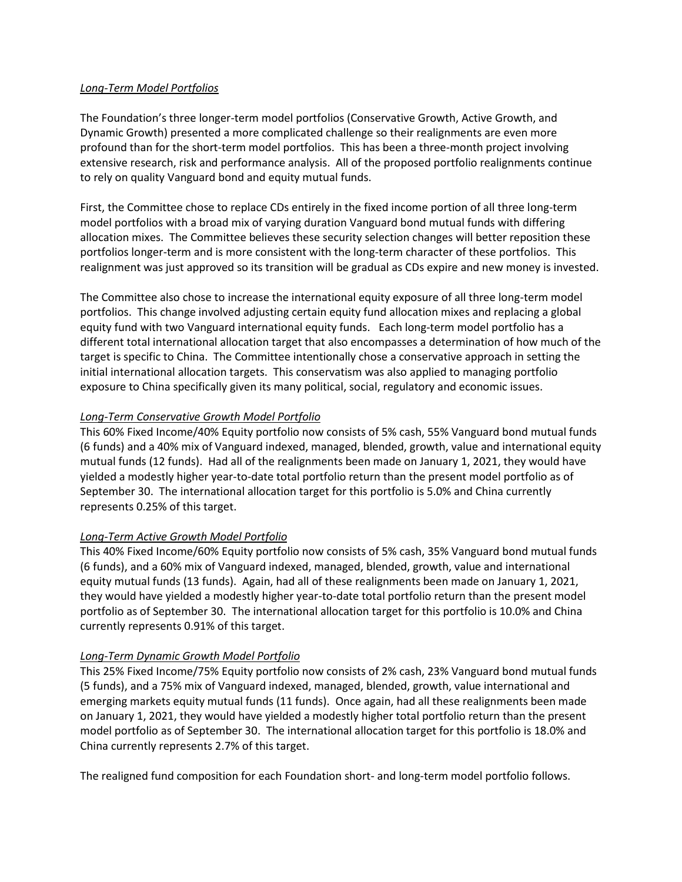*Long-Term Model Portfolios*

The Foundation's three longer-term model portfolios (Conservative Growth, Active Growth, and Dynamic Growth) presented a more complicated challenge so their realignments are even more profound than for the short-term model portfolios. This has been a three-month project involving extensive research, risk and performance analysis. All of the proposed portfolio realignments continue to rely on quality Vanguard bond and equity mutual funds.

First, the Committee chose to replace CDs entirely in the fixed income portion of all three long-term model portfolios with a broad mix of varying duration Vanguard bond mutual funds with differing allocation mixes. The Committee believes these security selection changes will better reposition these portfolios longer-term and is more consistent with the long-term character of these portfolios. This realignment was just approved so its transition will be gradual as CDs expire and new money is invested.

The Committee also chose to increase the international equity exposure of all three long-term model portfolios. This change involved adjusting certain equity fund allocation mixes and replacing a global equity fund with two Vanguard international equity funds. Each long-term model portfolio has a different total international allocation target that also encompasses a determination of how much of the target is specific to China. The Committee intentionally chose a conservative approach in setting the initial international allocation targets. This conservatism was also applied to managing portfolio exposure to China specifically given its many political, social, regulatory and economic issues.

*Long-Term Conservative Growth Model Portfolio*
This 60% Fixed Income/40% Equity portfolio now consists of 5% cash, 55% Vanguard bond mutual funds (6 funds) and a 40% mix of Vanguard indexed, managed, blended, growth, value and international equity mutual funds (12 funds). Had all of the realignments been made on January 1, 2021, they would have yielded a modestly higher year-to-date total portfolio return than the present model portfolio as of September 30. The international allocation target for this portfolio is 5.0% and China currently represents 0.25% of this target.

*Long-Term Active Growth Model Portfolio*
This 40% Fixed Income/60% Equity portfolio now consists of 5% cash, 35% Vanguard bond mutual funds (6 funds), and a 60% mix of Vanguard indexed, managed, blended, growth, value and international equity mutual funds (13 funds). Again, had all of these realignments been made on January 1, 2021, they would have yielded a modestly higher year-to-date total portfolio return than the present model portfolio as of September 30. The international allocation target for this portfolio is 10.0% and China currently represents 0.91% of this target.

*Long-Term Dynamic Growth Model Portfolio*
This 25% Fixed Income/75% Equity portfolio now consists of 2% cash, 23% Vanguard bond mutual funds (5 funds), and a 75% mix of Vanguard indexed, managed, blended, growth, value international and emerging markets equity mutual funds (11 funds). Once again, had all these realignments been made on January 1, 2021, they would have yielded a modestly higher total portfolio return than the present model portfolio as of September 30. The international allocation target for this portfolio is 18.0% and China currently represents 2.7% of this target.

The realigned fund composition for each Foundation short- and long-term model portfolio follows.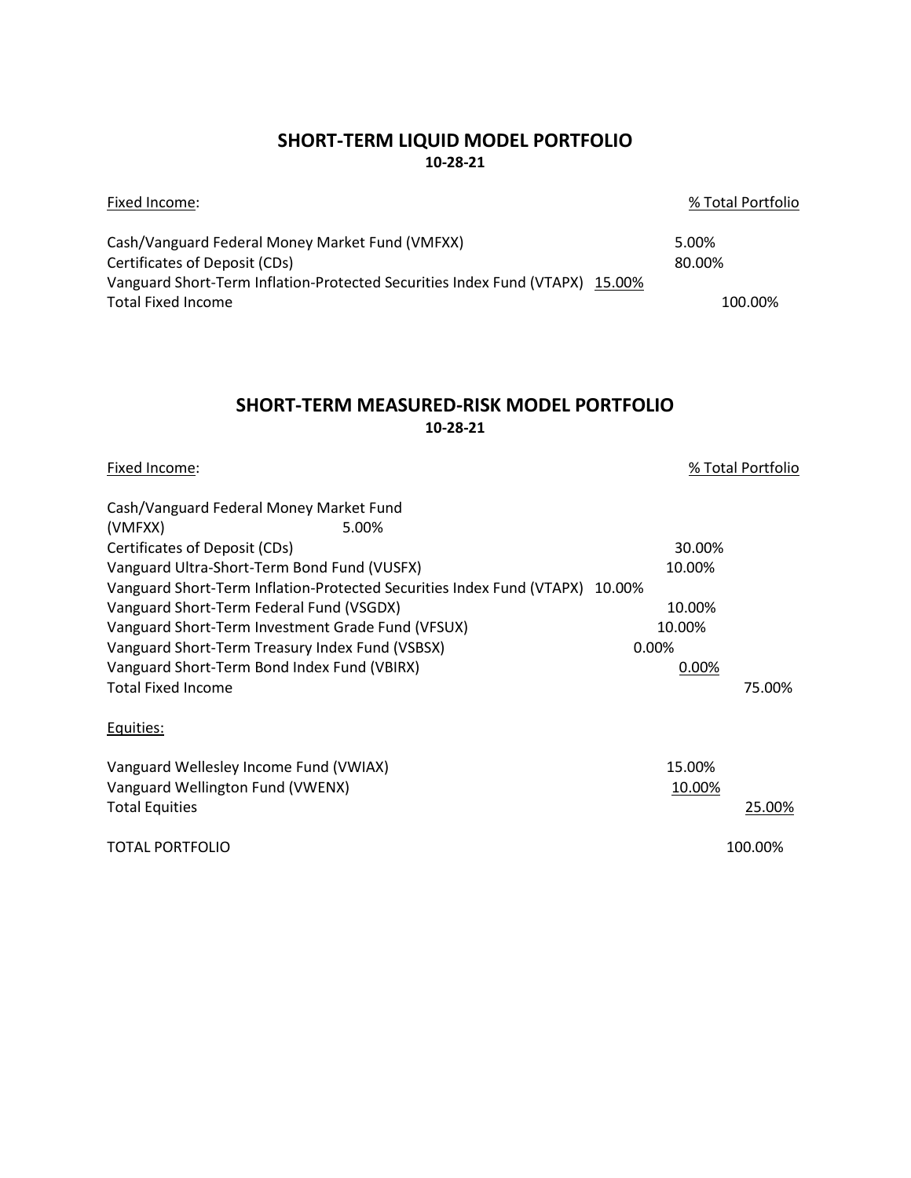## SHORT-TERM LIQUID MODEL PORTFOLIO

**10-28-21**

| Fixed Income: | | % Total Portfolio |
|---|---|---|
| Cash/Vanguard Federal Money Market Fund (VMFXX) | 5.00% | |
| Certificates of Deposit (CDs) | 80.00% | |
| Vanguard Short-Term Inflation-Protected Securities Index Fund (VTAPX) | 15.00% | |
| Total Fixed Income | | 100.00% |

## SHORT-TERM MEASURED-RISK MODEL PORTFOLIO

**10-28-21**

| Fixed Income: | | % Total Portfolio |
|---|---|---|
| Cash/Vanguard Federal Money Market Fund (VMFXX) | 5.00% | |
| Certificates of Deposit (CDs) | 30.00% | |
| Vanguard Ultra-Short-Term Bond Fund (VUSFX) | 10.00% | |
| Vanguard Short-Term Inflation-Protected Securities Index Fund (VTAPX) | 10.00% | |
| Vanguard Short-Term Federal Fund (VSGDX) | 10.00% | |
| Vanguard Short-Term Investment Grade Fund (VFSUX) | 10.00% | |
| Vanguard Short-Term Treasury Index Fund (VSBSX) | 0.00% | |
| Vanguard Short-Term Bond Index Fund (VBIRX) | 0.00% | |
| Total Fixed Income | | 75.00% |
| **Equities:** | | |
| Vanguard Wellesley Income Fund (VWIAX) | 15.00% | |
| Vanguard Wellington Fund (VWENX) | 10.00% | |
| Total Equities | | 25.00% |
| TOTAL PORTFOLIO | | 100.00% |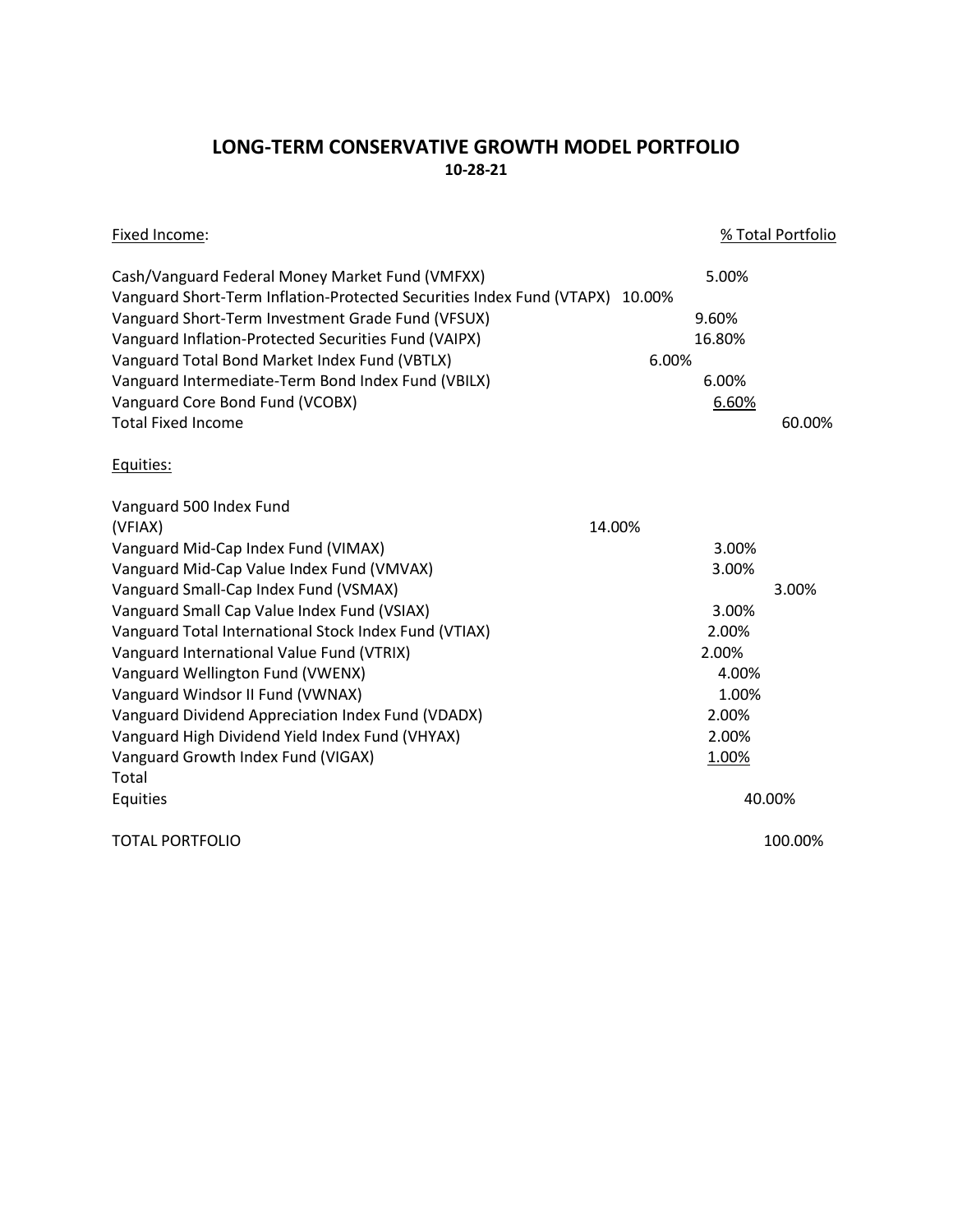# LONG-TERM CONSERVATIVE GROWTH MODEL PORTFOLIO

**10-28-21**

| Fixed Income: | % Total Portfolio | |
|---|---|---|
| Cash/Vanguard Federal Money Market Fund (VMFXX) | 5.00% | |
| Vanguard Short-Term Inflation-Protected Securities Index Fund (VTAPX) | 10.00% | |
| Vanguard Short-Term Investment Grade Fund (VFSUX) | 9.60% | |
| Vanguard Inflation-Protected Securities Fund (VAIPX) | 16.80% | |
| Vanguard Total Bond Market Index Fund (VBTLX) | 6.00% | |
| Vanguard Intermediate-Term Bond Index Fund (VBILX) | 6.00% | |
| Vanguard Core Bond Fund (VCOBX) | 6.60% | |
| Total Fixed Income | | 60.00% |
| **Equities:** | | |
| Vanguard 500 Index Fund (VFIAX) | 14.00% | |
| Vanguard Mid-Cap Index Fund (VIMAX) | 3.00% | |
| Vanguard Mid-Cap Value Index Fund (VMVAX) | 3.00% | |
| Vanguard Small-Cap Index Fund (VSMAX) | 3.00% | |
| Vanguard Small Cap Value Index Fund (VSIAX) | 3.00% | |
| Vanguard Total International Stock Index Fund (VTIAX) | 2.00% | |
| Vanguard International Value Fund (VTRIX) | 2.00% | |
| Vanguard Wellington Fund (VWENX) | 4.00% | |
| Vanguard Windsor II Fund (VWNAX) | 1.00% | |
| Vanguard Dividend Appreciation Index Fund (VDADX) | 2.00% | |
| Vanguard High Dividend Yield Index Fund (VHYAX) | 2.00% | |
| Vanguard Growth Index Fund (VIGAX) | 1.00% | |
| Total Equities | | 40.00% |
| TOTAL PORTFOLIO | | 100.00% |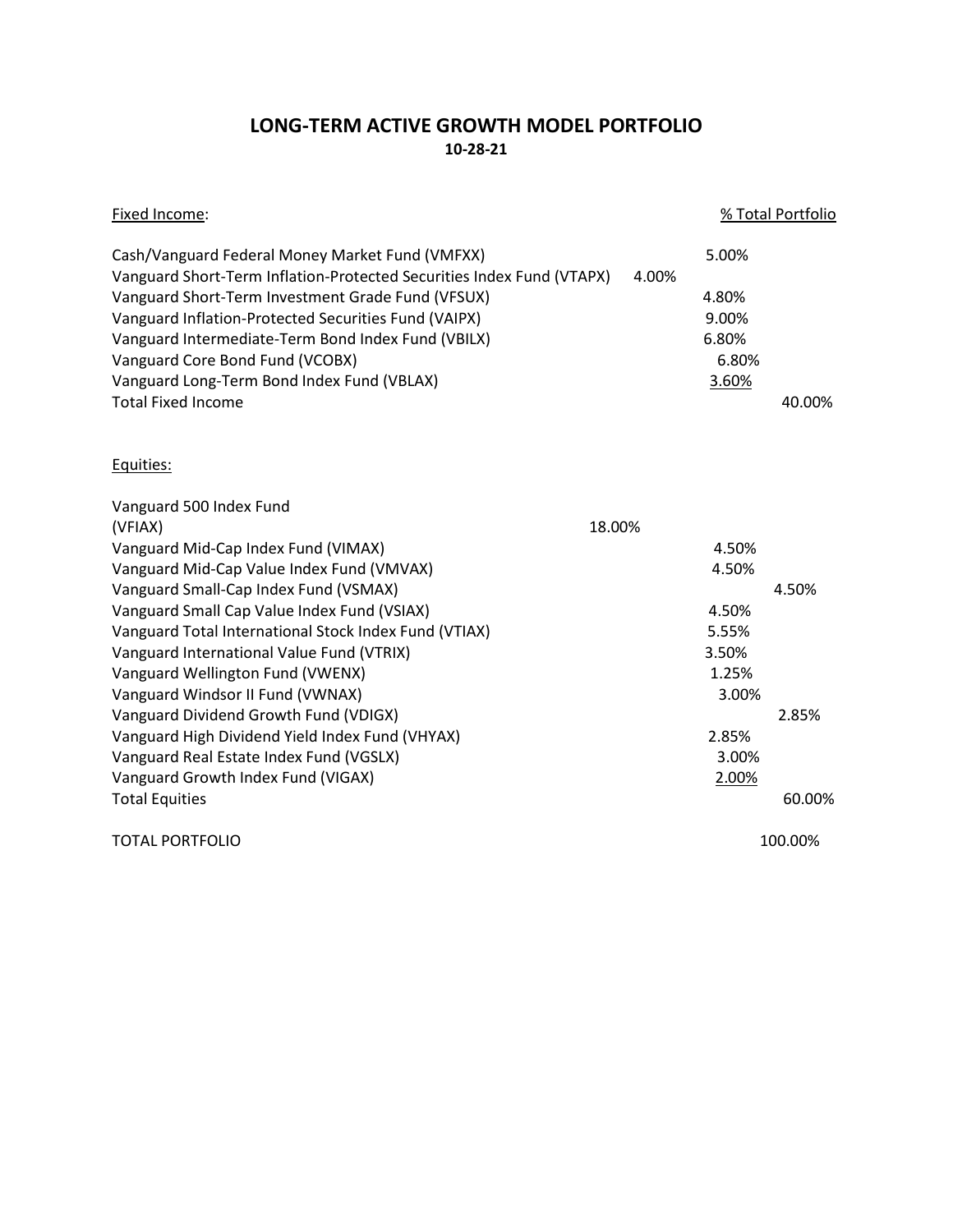# LONG-TERM ACTIVE GROWTH MODEL PORTFOLIO

**10-28-21**

| Fixed Income: | % Total Portfolio | |
|---|---|---|
| Cash/Vanguard Federal Money Market Fund (VMFXX) | 5.00% | |
| Vanguard Short-Term Inflation-Protected Securities Index Fund (VTAPX) | 4.00% | |
| Vanguard Short-Term Investment Grade Fund (VFSUX) | 4.80% | |
| Vanguard Inflation-Protected Securities Fund (VAIPX) | 9.00% | |
| Vanguard Intermediate-Term Bond Index Fund (VBILX) | 6.80% | |
| Vanguard Core Bond Fund (VCOBX) | 6.80% | |
| Vanguard Long-Term Bond Index Fund (VBLAX) | 3.60% | |
| Total Fixed Income | | 40.00% |

| Equities: | | |
|---|---|---|
| Vanguard 500 Index Fund (VFIAX) | 18.00% | |
| Vanguard Mid-Cap Index Fund (VIMAX) | 4.50% | |
| Vanguard Mid-Cap Value Index Fund (VMVAX) | 4.50% | |
| Vanguard Small-Cap Index Fund (VSMAX) | 4.50% | |
| Vanguard Small Cap Value Index Fund (VSIAX) | 4.50% | |
| Vanguard Total International Stock Index Fund (VTIAX) | 5.55% | |
| Vanguard International Value Fund (VTRIX) | 3.50% | |
| Vanguard Wellington Fund (VWENX) | 1.25% | |
| Vanguard Windsor II Fund (VWNAX) | 3.00% | |
| Vanguard Dividend Growth Fund (VDIGX) | 2.85% | |
| Vanguard High Dividend Yield Index Fund (VHYAX) | 2.85% | |
| Vanguard Real Estate Index Fund (VGSLX) | 3.00% | |
| Vanguard Growth Index Fund (VIGAX) | 2.00% | |
| Total Equities | | 60.00% |

| | | |
|---|---|---|
| TOTAL PORTFOLIO | | 100.00% |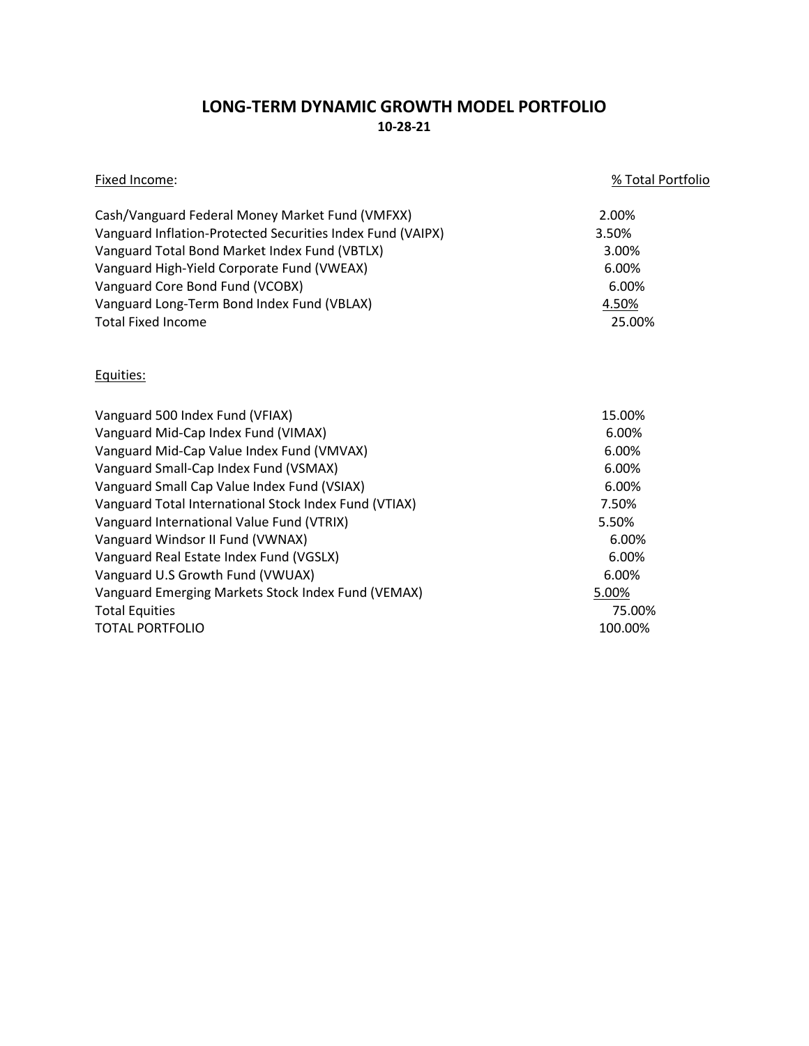# LONG-TERM DYNAMIC GROWTH MODEL PORTFOLIO

**10-28-21**

| Fixed Income: | % Total Portfolio |
|---|---|
| Cash/Vanguard Federal Money Market Fund (VMFXX) | 2.00% |
| Vanguard Inflation-Protected Securities Index Fund (VAIPX) | 3.50% |
| Vanguard Total Bond Market Index Fund (VBTLX) | 3.00% |
| Vanguard High-Yield Corporate Fund (VWEAX) | 6.00% |
| Vanguard Core Bond Fund (VCOBX) | 6.00% |
| Vanguard Long-Term Bond Index Fund (VBLAX) | 4.50% |
| Total Fixed Income | 25.00% |
| | |
| Equities: | |
| Vanguard 500 Index Fund (VFIAX) | 15.00% |
| Vanguard Mid-Cap Index Fund (VIMAX) | 6.00% |
| Vanguard Mid-Cap Value Index Fund (VMVAX) | 6.00% |
| Vanguard Small-Cap Index Fund (VSMAX) | 6.00% |
| Vanguard Small Cap Value Index Fund (VSIAX) | 6.00% |
| Vanguard Total International Stock Index Fund (VTIAX) | 7.50% |
| Vanguard International Value Fund (VTRIX) | 5.50% |
| Vanguard Windsor II Fund (VWNAX) | 6.00% |
| Vanguard Real Estate Index Fund (VGSLX) | 6.00% |
| Vanguard U.S Growth Fund (VWUAX) | 6.00% |
| Vanguard Emerging Markets Stock Index Fund (VEMAX) | 5.00% |
| Total Equities | 75.00% |
| TOTAL PORTFOLIO | 100.00% |